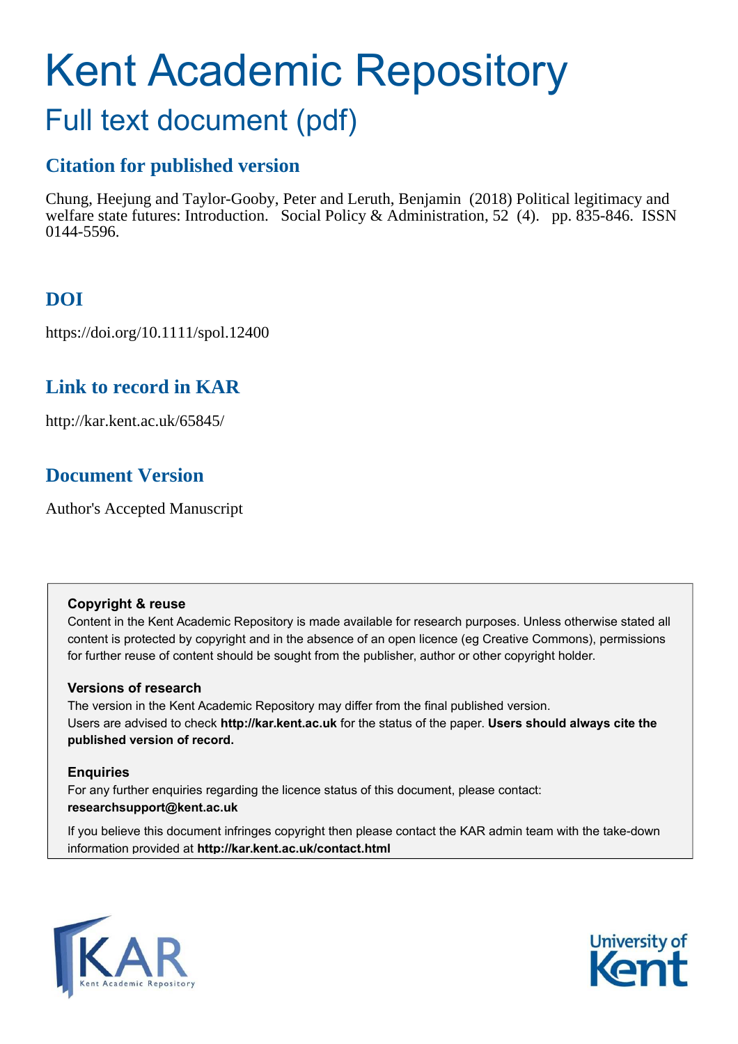# Kent Academic Repository

## Full text document (pdf)

### Citation for published version

Chung, Heejung and Taylor-Gooby, Peter and Leruth, Benjamin (2018) Political legitimacy and welfare state futures: Introduction. Social Policy & Administration, 52 (4). pp. 835-846. ISSN 0144-5596.

### DOI

https://doi.org/10.1111/spol.12400

### Link to record in KAR

http://kar.kent.ac.uk/65845/

### Document Version

Author's Accepted Manuscript

**Copyright & reuse**

Content in the Kent Academic Repository is made available for research purposes. Unless otherwise stated all content is protected by copyright and in the absence of an open licence (eg Creative Commons), permissions for further reuse of content should be sought from the publisher, author or other copyright holder.

**Versions of research**

The version in the Kent Academic Repository may differ from the final published version. Users are advised to check **http://kar.kent.ac.uk** for the status of the paper. **Users should always cite the published version of record.**

**Enquiries**

For any further enquiries regarding the licence status of this document, please contact: **researchsupport@kent.ac.uk**

If you believe this document infringes copyright then please contact the KAR admin team with the take-down information provided at **http://kar.kent.ac.uk/contact.html**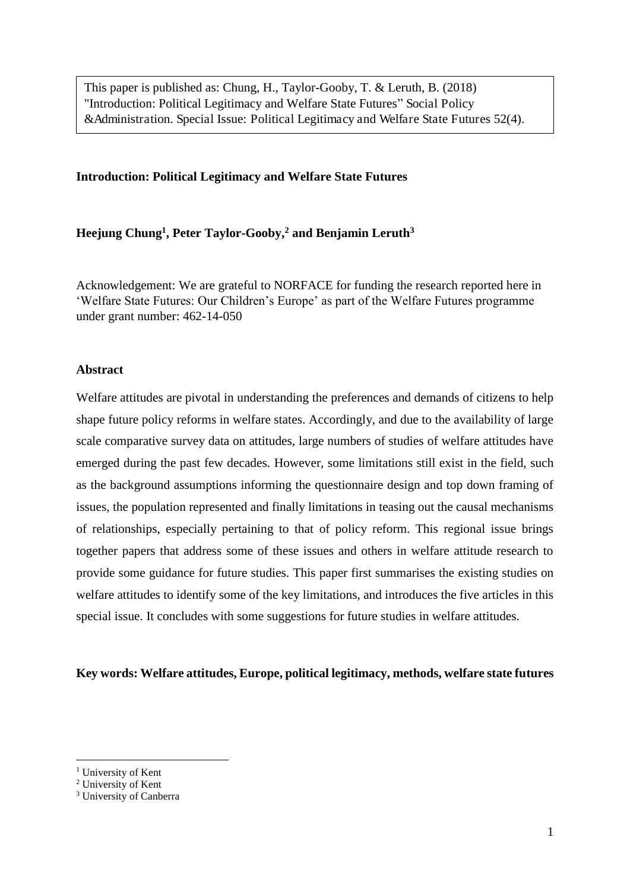This paper is published as: Chung, H., Taylor-Gooby, T. & Leruth, B. (2018) "Introduction: Political Legitimacy and Welfare State Futures" Social Policy &Administration. Special Issue: Political Legitimacy and Welfare State Futures 52(4).

**Introduction: Political Legitimacy and Welfare State Futures**

**Heejung Chung[1], Peter Taylor-Gooby,[2] and Benjamin Leruth[3]**

Acknowledgement: We are grateful to NORFACE for funding the research reported here in 'Welfare State Futures: Our Children's Europe' as part of the Welfare Futures programme under grant number: 462-14-050

## Abstract

Welfare attitudes are pivotal in understanding the preferences and demands of citizens to help shape future policy reforms in welfare states. Accordingly, and due to the availability of large scale comparative survey data on attitudes, large numbers of studies of welfare attitudes have emerged during the past few decades. However, some limitations still exist in the field, such as the background assumptions informing the questionnaire design and top down framing of issues, the population represented and finally limitations in teasing out the causal mechanisms of relationships, especially pertaining to that of policy reform. This regional issue brings together papers that address some of these issues and others in welfare attitude research to provide some guidance for future studies. This paper first summarises the existing studies on welfare attitudes to identify some of the key limitations, and introduces the five articles in this special issue. It concludes with some suggestions for future studies in welfare attitudes.

**Key words: Welfare attitudes, Europe, political legitimacy, methods, welfare state futures**

[1] University of Kent
[2] University of Kent
[3] University of Canberra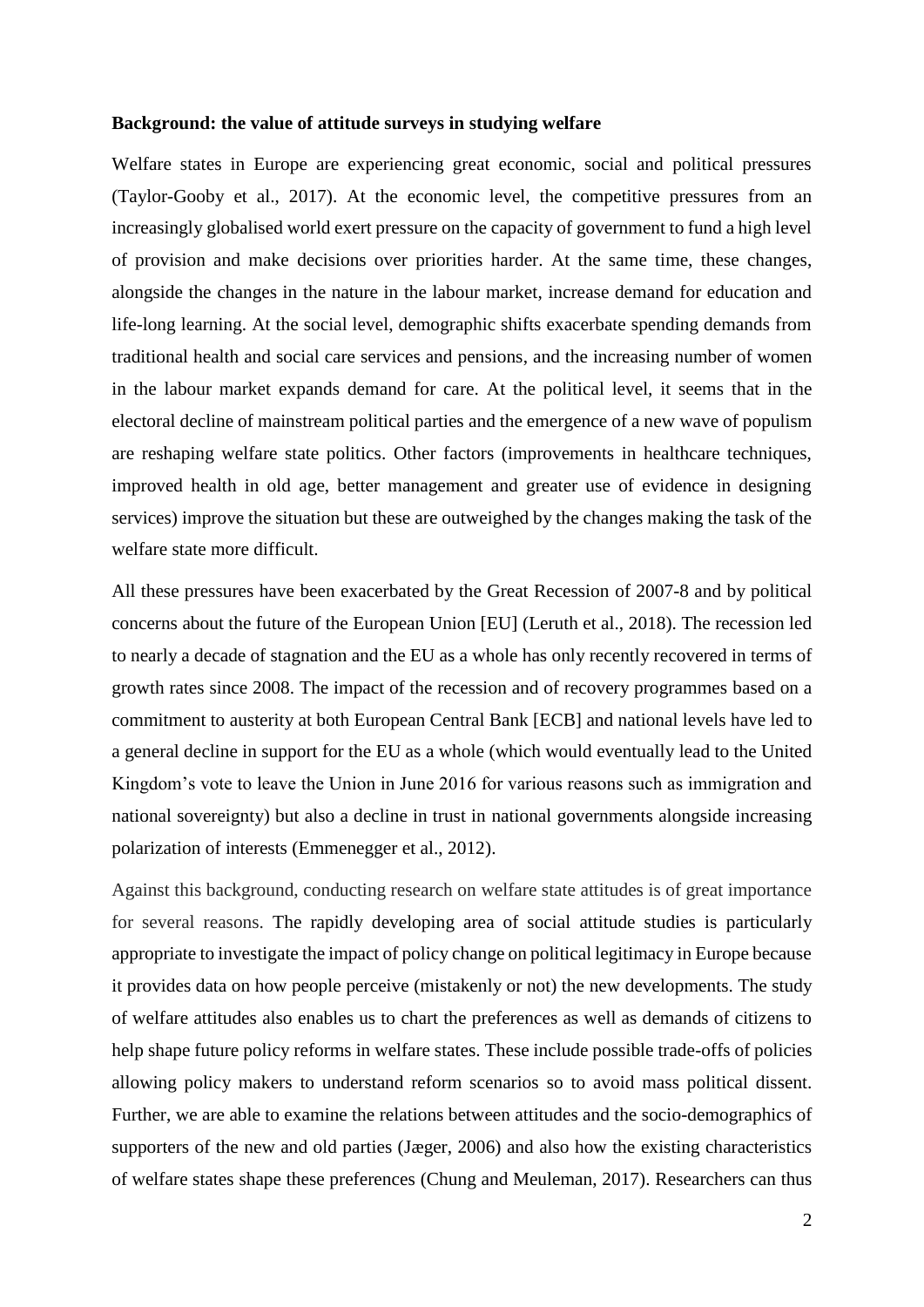**Background: the value of attitude surveys in studying welfare**

Welfare states in Europe are experiencing great economic, social and political pressures (Taylor-Gooby et al., 2017). At the economic level, the competitive pressures from an increasingly globalised world exert pressure on the capacity of government to fund a high level of provision and make decisions over priorities harder. At the same time, these changes, alongside the changes in the nature in the labour market, increase demand for education and life-long learning. At the social level, demographic shifts exacerbate spending demands from traditional health and social care services and pensions, and the increasing number of women in the labour market expands demand for care. At the political level, it seems that in the electoral decline of mainstream political parties and the emergence of a new wave of populism are reshaping welfare state politics. Other factors (improvements in healthcare techniques, improved health in old age, better management and greater use of evidence in designing services) improve the situation but these are outweighed by the changes making the task of the welfare state more difficult.

All these pressures have been exacerbated by the Great Recession of 2007-8 and by political concerns about the future of the European Union [EU] (Leruth et al., 2018). The recession led to nearly a decade of stagnation and the EU as a whole has only recently recovered in terms of growth rates since 2008. The impact of the recession and of recovery programmes based on a commitment to austerity at both European Central Bank [ECB] and national levels have led to a general decline in support for the EU as a whole (which would eventually lead to the United Kingdom's vote to leave the Union in June 2016 for various reasons such as immigration and national sovereignty) but also a decline in trust in national governments alongside increasing polarization of interests (Emmenegger et al., 2012).

Against this background, conducting research on welfare state attitudes is of great importance for several reasons. The rapidly developing area of social attitude studies is particularly appropriate to investigate the impact of policy change on political legitimacy in Europe because it provides data on how people perceive (mistakenly or not) the new developments. The study of welfare attitudes also enables us to chart the preferences as well as demands of citizens to help shape future policy reforms in welfare states. These include possible trade-offs of policies allowing policy makers to understand reform scenarios so to avoid mass political dissent. Further, we are able to examine the relations between attitudes and the socio-demographics of supporters of the new and old parties (Jæger, 2006) and also how the existing characteristics of welfare states shape these preferences (Chung and Meuleman, 2017). Researchers can thus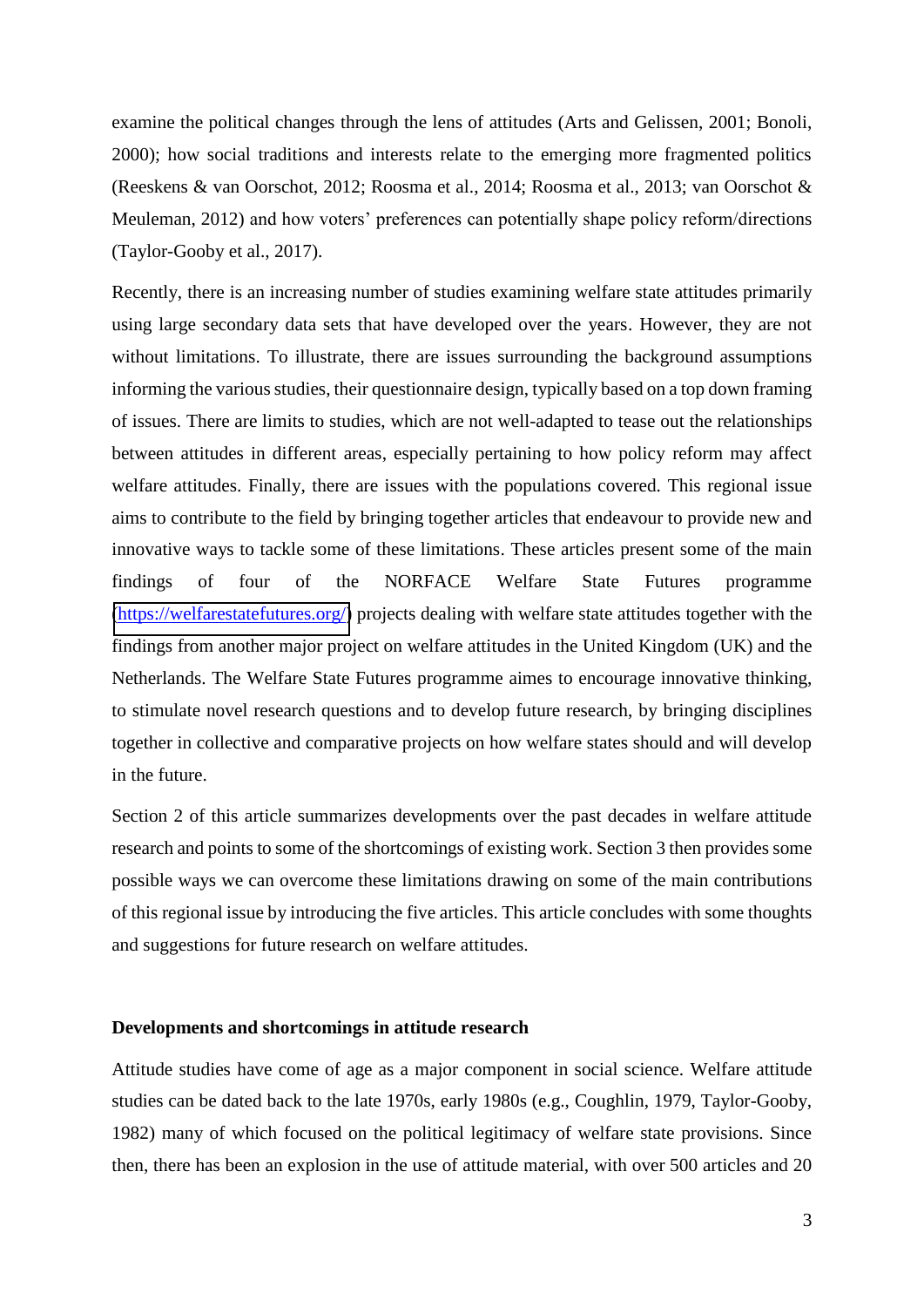examine the political changes through the lens of attitudes (Arts and Gelissen, 2001; Bonoli, 2000); how social traditions and interests relate to the emerging more fragmented politics (Reeskens & van Oorschot, 2012; Roosma et al., 2014; Roosma et al., 2013; van Oorschot & Meuleman, 2012) and how voters' preferences can potentially shape policy reform/directions (Taylor-Gooby et al., 2017).

Recently, there is an increasing number of studies examining welfare state attitudes primarily using large secondary data sets that have developed over the years. However, they are not without limitations. To illustrate, there are issues surrounding the background assumptions informing the various studies, their questionnaire design, typically based on a top down framing of issues. There are limits to studies, which are not well-adapted to tease out the relationships between attitudes in different areas, especially pertaining to how policy reform may affect welfare attitudes. Finally, there are issues with the populations covered. This regional issue aims to contribute to the field by bringing together articles that endeavour to provide new and innovative ways to tackle some of these limitations. These articles present some of the main findings of four of the NORFACE Welfare State Futures programme (https://welfarestatefutures.org/) projects dealing with welfare state attitudes together with the findings from another major project on welfare attitudes in the United Kingdom (UK) and the Netherlands. The Welfare State Futures programme aimes to encourage innovative thinking, to stimulate novel research questions and to develop future research, by bringing disciplines together in collective and comparative projects on how welfare states should and will develop in the future.

Section 2 of this article summarizes developments over the past decades in welfare attitude research and points to some of the shortcomings of existing work. Section 3 then provides some possible ways we can overcome these limitations drawing on some of the main contributions of this regional issue by introducing the five articles. This article concludes with some thoughts and suggestions for future research on welfare attitudes.

## Developments and shortcomings in attitude research

Attitude studies have come of age as a major component in social science. Welfare attitude studies can be dated back to the late 1970s, early 1980s (e.g., Coughlin, 1979, Taylor-Gooby, 1982) many of which focused on the political legitimacy of welfare state provisions. Since then, there has been an explosion in the use of attitude material, with over 500 articles and 20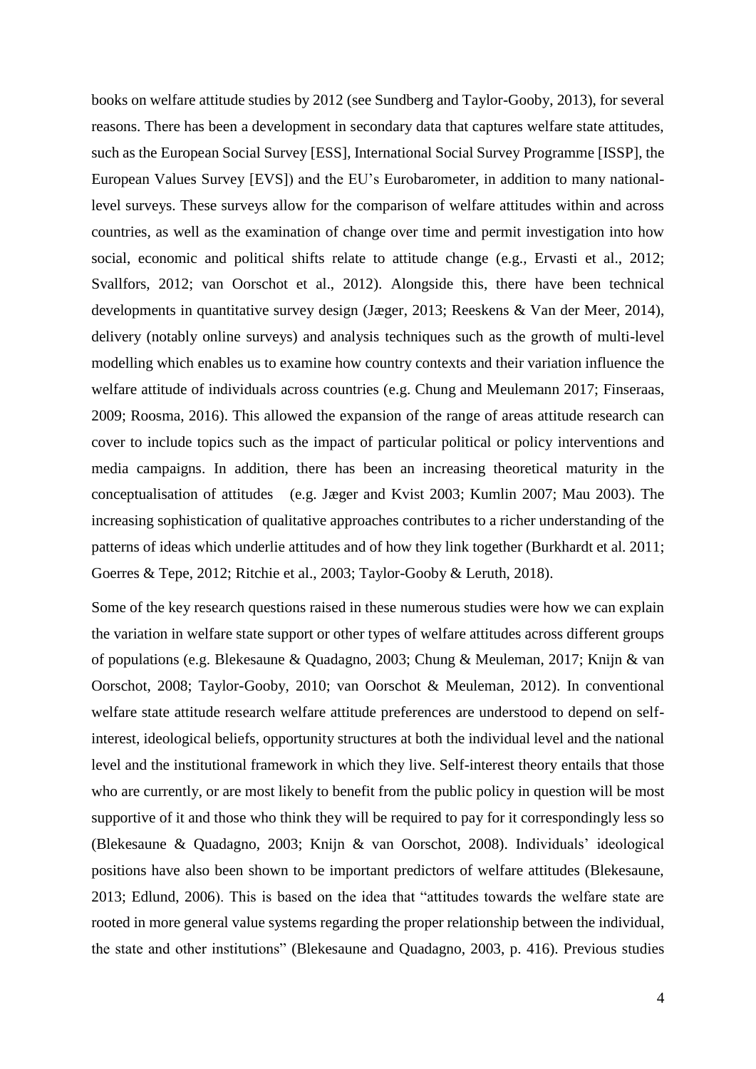books on welfare attitude studies by 2012 (see Sundberg and Taylor-Gooby, 2013), for several reasons. There has been a development in secondary data that captures welfare state attitudes, such as the European Social Survey [ESS], International Social Survey Programme [ISSP], the European Values Survey [EVS]) and the EU's Eurobarometer, in addition to many national-level surveys. These surveys allow for the comparison of welfare attitudes within and across countries, as well as the examination of change over time and permit investigation into how social, economic and political shifts relate to attitude change (e.g., Ervasti et al., 2012; Svallfors, 2012; van Oorschot et al., 2012). Alongside this, there have been technical developments in quantitative survey design (Jæger, 2013; Reeskens & Van der Meer, 2014), delivery (notably online surveys) and analysis techniques such as the growth of multi-level modelling which enables us to examine how country contexts and their variation influence the welfare attitude of individuals across countries (e.g. Chung and Meulemann 2017; Finseraas, 2009; Roosma, 2016). This allowed the expansion of the range of areas attitude research can cover to include topics such as the impact of particular political or policy interventions and media campaigns. In addition, there has been an increasing theoretical maturity in the conceptualisation of attitudes (e.g. Jæger and Kvist 2003; Kumlin 2007; Mau 2003). The increasing sophistication of qualitative approaches contributes to a richer understanding of the patterns of ideas which underlie attitudes and of how they link together (Burkhardt et al. 2011; Goerres & Tepe, 2012; Ritchie et al., 2003; Taylor-Gooby & Leruth, 2018).

Some of the key research questions raised in these numerous studies were how we can explain the variation in welfare state support or other types of welfare attitudes across different groups of populations (e.g. Blekesaune & Quadagno, 2003; Chung & Meuleman, 2017; Knijn & van Oorschot, 2008; Taylor-Gooby, 2010; van Oorschot & Meuleman, 2012). In conventional welfare state attitude research welfare attitude preferences are understood to depend on self-interest, ideological beliefs, opportunity structures at both the individual level and the national level and the institutional framework in which they live. Self-interest theory entails that those who are currently, or are most likely to benefit from the public policy in question will be most supportive of it and those who think they will be required to pay for it correspondingly less so (Blekesaune & Quadagno, 2003; Knijn & van Oorschot, 2008). Individuals' ideological positions have also been shown to be important predictors of welfare attitudes (Blekesaune, 2013; Edlund, 2006). This is based on the idea that "attitudes towards the welfare state are rooted in more general value systems regarding the proper relationship between the individual, the state and other institutions" (Blekesaune and Quadagno, 2003, p. 416). Previous studies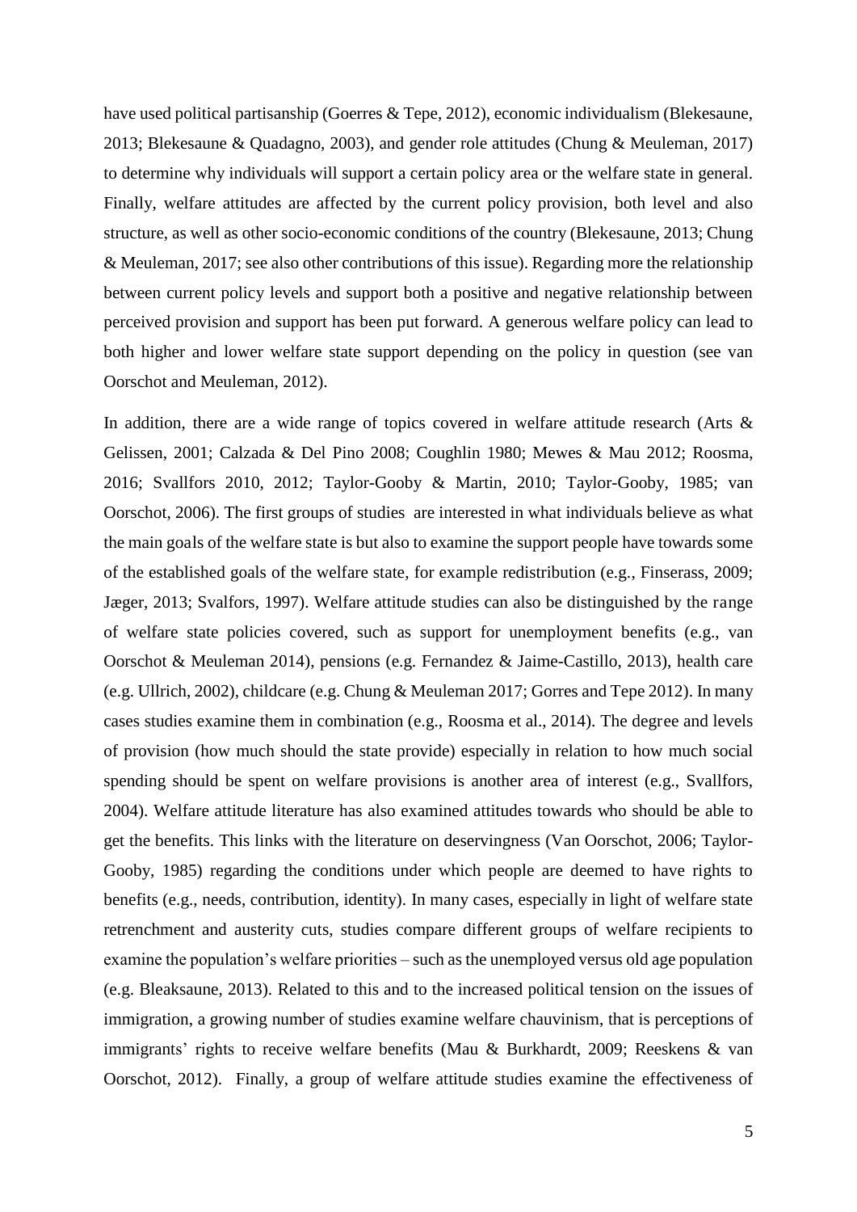have used political partisanship (Goerres & Tepe, 2012), economic individualism (Blekesaune, 2013; Blekesaune & Quadagno, 2003), and gender role attitudes (Chung & Meuleman, 2017) to determine why individuals will support a certain policy area or the welfare state in general. Finally, welfare attitudes are affected by the current policy provision, both level and also structure, as well as other socio-economic conditions of the country (Blekesaune, 2013; Chung & Meuleman, 2017; see also other contributions of this issue). Regarding more the relationship between current policy levels and support both a positive and negative relationship between perceived provision and support has been put forward. A generous welfare policy can lead to both higher and lower welfare state support depending on the policy in question (see van Oorschot and Meuleman, 2012).

In addition, there are a wide range of topics covered in welfare attitude research (Arts & Gelissen, 2001; Calzada & Del Pino 2008; Coughlin 1980; Mewes & Mau 2012; Roosma, 2016; Svallfors 2010, 2012; Taylor-Gooby & Martin, 2010; Taylor-Gooby, 1985; van Oorschot, 2006). The first groups of studies are interested in what individuals believe as what the main goals of the welfare state is but also to examine the support people have towards some of the established goals of the welfare state, for example redistribution (e.g., Finserass, 2009; Jæger, 2013; Svalfors, 1997). Welfare attitude studies can also be distinguished by the range of welfare state policies covered, such as support for unemployment benefits (e.g., van Oorschot & Meuleman 2014), pensions (e.g. Fernandez & Jaime-Castillo, 2013), health care (e.g. Ullrich, 2002), childcare (e.g. Chung & Meuleman 2017; Gorres and Tepe 2012). In many cases studies examine them in combination (e.g., Roosma et al., 2014). The degree and levels of provision (how much should the state provide) especially in relation to how much social spending should be spent on welfare provisions is another area of interest (e.g., Svallfors, 2004). Welfare attitude literature has also examined attitudes towards who should be able to get the benefits. This links with the literature on deservingness (Van Oorschot, 2006; Taylor-Gooby, 1985) regarding the conditions under which people are deemed to have rights to benefits (e.g., needs, contribution, identity). In many cases, especially in light of welfare state retrenchment and austerity cuts, studies compare different groups of welfare recipients to examine the population's welfare priorities – such as the unemployed versus old age population (e.g. Bleaksaune, 2013). Related to this and to the increased political tension on the issues of immigration, a growing number of studies examine welfare chauvinism, that is perceptions of immigrants' rights to receive welfare benefits (Mau & Burkhardt, 2009; Reeskens & van Oorschot, 2012). Finally, a group of welfare attitude studies examine the effectiveness of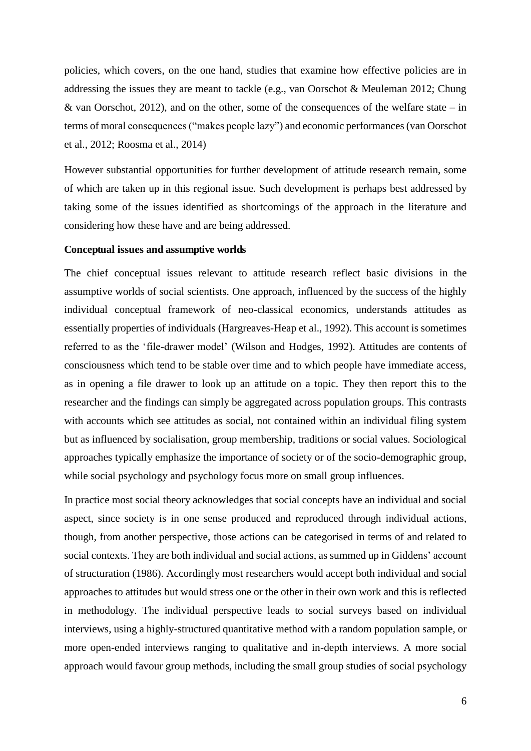policies, which covers, on the one hand, studies that examine how effective policies are in addressing the issues they are meant to tackle (e.g., van Oorschot & Meuleman 2012; Chung & van Oorschot, 2012), and on the other, some of the consequences of the welfare state – in terms of moral consequences ("makes people lazy") and economic performances (van Oorschot et al., 2012; Roosma et al., 2014)

However substantial opportunities for further development of attitude research remain, some of which are taken up in this regional issue. Such development is perhaps best addressed by taking some of the issues identified as shortcomings of the approach in the literature and considering how these have and are being addressed.

**Conceptual issues and assumptive worlds**

The chief conceptual issues relevant to attitude research reflect basic divisions in the assumptive worlds of social scientists. One approach, influenced by the success of the highly individual conceptual framework of neo-classical economics, understands attitudes as essentially properties of individuals (Hargreaves-Heap et al., 1992). This account is sometimes referred to as the 'file-drawer model' (Wilson and Hodges, 1992). Attitudes are contents of consciousness which tend to be stable over time and to which people have immediate access, as in opening a file drawer to look up an attitude on a topic. They then report this to the researcher and the findings can simply be aggregated across population groups. This contrasts with accounts which see attitudes as social, not contained within an individual filing system but as influenced by socialisation, group membership, traditions or social values. Sociological approaches typically emphasize the importance of society or of the socio-demographic group, while social psychology and psychology focus more on small group influences.

In practice most social theory acknowledges that social concepts have an individual and social aspect, since society is in one sense produced and reproduced through individual actions, though, from another perspective, those actions can be categorised in terms of and related to social contexts. They are both individual and social actions, as summed up in Giddens' account of structuration (1986). Accordingly most researchers would accept both individual and social approaches to attitudes but would stress one or the other in their own work and this is reflected in methodology. The individual perspective leads to social surveys based on individual interviews, using a highly-structured quantitative method with a random population sample, or more open-ended interviews ranging to qualitative and in-depth interviews. A more social approach would favour group methods, including the small group studies of social psychology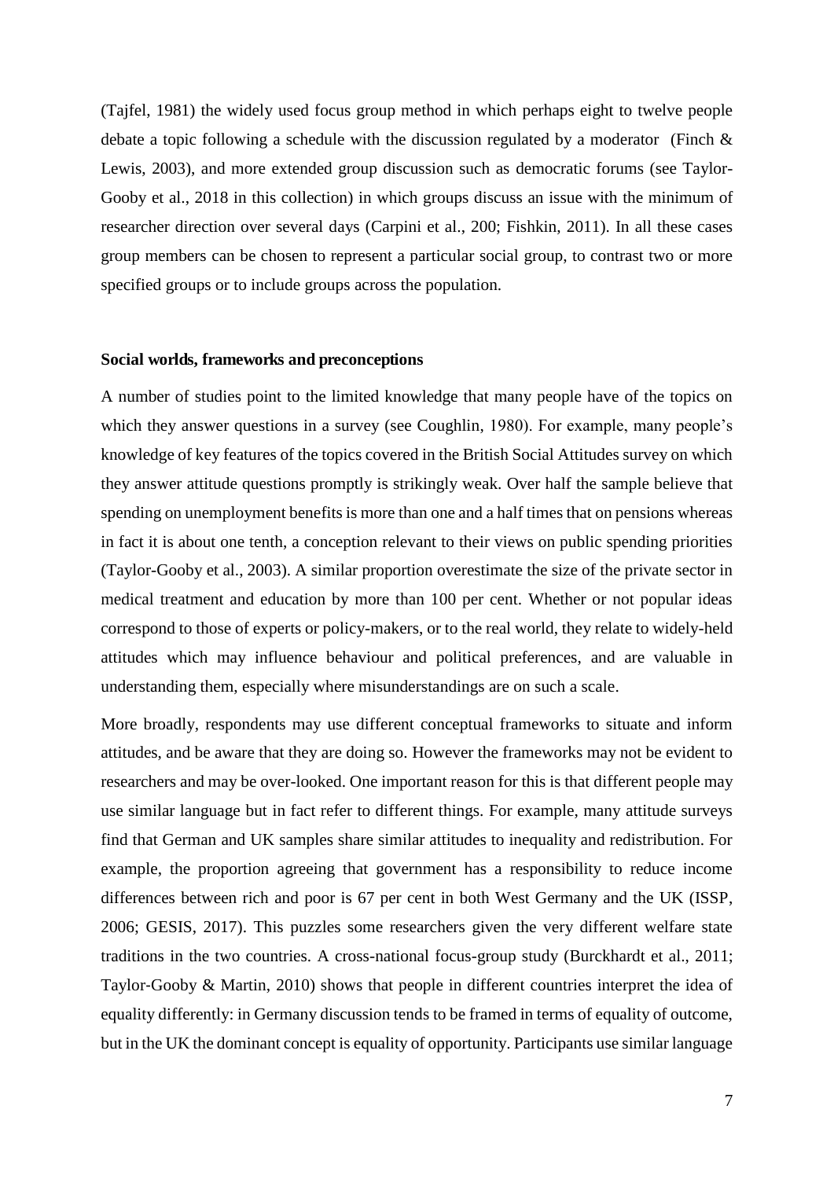(Tajfel, 1981) the widely used focus group method in which perhaps eight to twelve people debate a topic following a schedule with the discussion regulated by a moderator (Finch & Lewis, 2003), and more extended group discussion such as democratic forums (see Taylor-Gooby et al., 2018 in this collection) in which groups discuss an issue with the minimum of researcher direction over several days (Carpini et al., 200; Fishkin, 2011). In all these cases group members can be chosen to represent a particular social group, to contrast two or more specified groups or to include groups across the population.

**Social worlds, frameworks and preconceptions**

A number of studies point to the limited knowledge that many people have of the topics on which they answer questions in a survey (see Coughlin, 1980). For example, many people's knowledge of key features of the topics covered in the British Social Attitudes survey on which they answer attitude questions promptly is strikingly weak. Over half the sample believe that spending on unemployment benefits is more than one and a half times that on pensions whereas in fact it is about one tenth, a conception relevant to their views on public spending priorities (Taylor-Gooby et al., 2003). A similar proportion overestimate the size of the private sector in medical treatment and education by more than 100 per cent. Whether or not popular ideas correspond to those of experts or policy-makers, or to the real world, they relate to widely-held attitudes which may influence behaviour and political preferences, and are valuable in understanding them, especially where misunderstandings are on such a scale.

More broadly, respondents may use different conceptual frameworks to situate and inform attitudes, and be aware that they are doing so. However the frameworks may not be evident to researchers and may be over-looked. One important reason for this is that different people may use similar language but in fact refer to different things. For example, many attitude surveys find that German and UK samples share similar attitudes to inequality and redistribution. For example, the proportion agreeing that government has a responsibility to reduce income differences between rich and poor is 67 per cent in both West Germany and the UK (ISSP, 2006; GESIS, 2017). This puzzles some researchers given the very different welfare state traditions in the two countries. A cross-national focus-group study (Burckhardt et al., 2011; Taylor-Gooby & Martin, 2010) shows that people in different countries interpret the idea of equality differently: in Germany discussion tends to be framed in terms of equality of outcome, but in the UK the dominant concept is equality of opportunity. Participants use similar language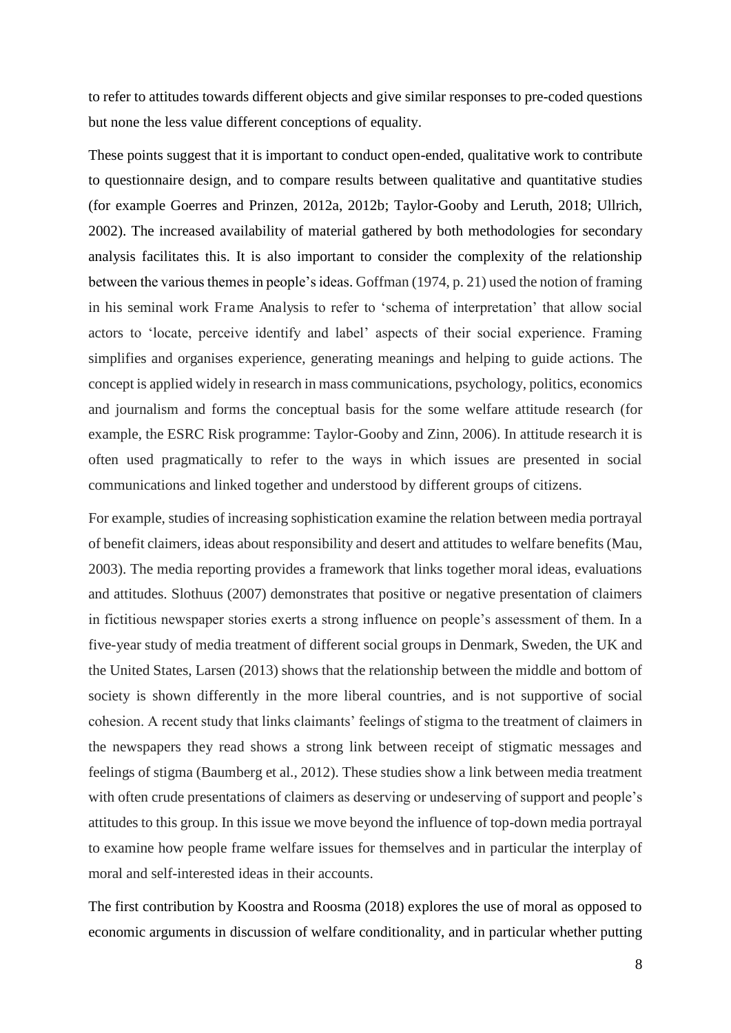to refer to attitudes towards different objects and give similar responses to pre-coded questions but none the less value different conceptions of equality.

These points suggest that it is important to conduct open-ended, qualitative work to contribute to questionnaire design, and to compare results between qualitative and quantitative studies (for example Goerres and Prinzen, 2012a, 2012b; Taylor-Gooby and Leruth, 2018; Ullrich, 2002). The increased availability of material gathered by both methodologies for secondary analysis facilitates this. It is also important to consider the complexity of the relationship between the various themes in people's ideas. Goffman (1974, p. 21) used the notion of framing in his seminal work Frame Analysis to refer to 'schema of interpretation' that allow social actors to 'locate, perceive identify and label' aspects of their social experience. Framing simplifies and organises experience, generating meanings and helping to guide actions. The concept is applied widely in research in mass communications, psychology, politics, economics and journalism and forms the conceptual basis for the some welfare attitude research (for example, the ESRC Risk programme: Taylor-Gooby and Zinn, 2006). In attitude research it is often used pragmatically to refer to the ways in which issues are presented in social communications and linked together and understood by different groups of citizens.

For example, studies of increasing sophistication examine the relation between media portrayal of benefit claimers, ideas about responsibility and desert and attitudes to welfare benefits (Mau, 2003). The media reporting provides a framework that links together moral ideas, evaluations and attitudes. Slothuus (2007) demonstrates that positive or negative presentation of claimers in fictitious newspaper stories exerts a strong influence on people's assessment of them. In a five-year study of media treatment of different social groups in Denmark, Sweden, the UK and the United States, Larsen (2013) shows that the relationship between the middle and bottom of society is shown differently in the more liberal countries, and is not supportive of social cohesion. A recent study that links claimants' feelings of stigma to the treatment of claimers in the newspapers they read shows a strong link between receipt of stigmatic messages and feelings of stigma (Baumberg et al., 2012). These studies show a link between media treatment with often crude presentations of claimers as deserving or undeserving of support and people's attitudes to this group. In this issue we move beyond the influence of top-down media portrayal to examine how people frame welfare issues for themselves and in particular the interplay of moral and self-interested ideas in their accounts.

The first contribution by Koostra and Roosma (2018) explores the use of moral as opposed to economic arguments in discussion of welfare conditionality, and in particular whether putting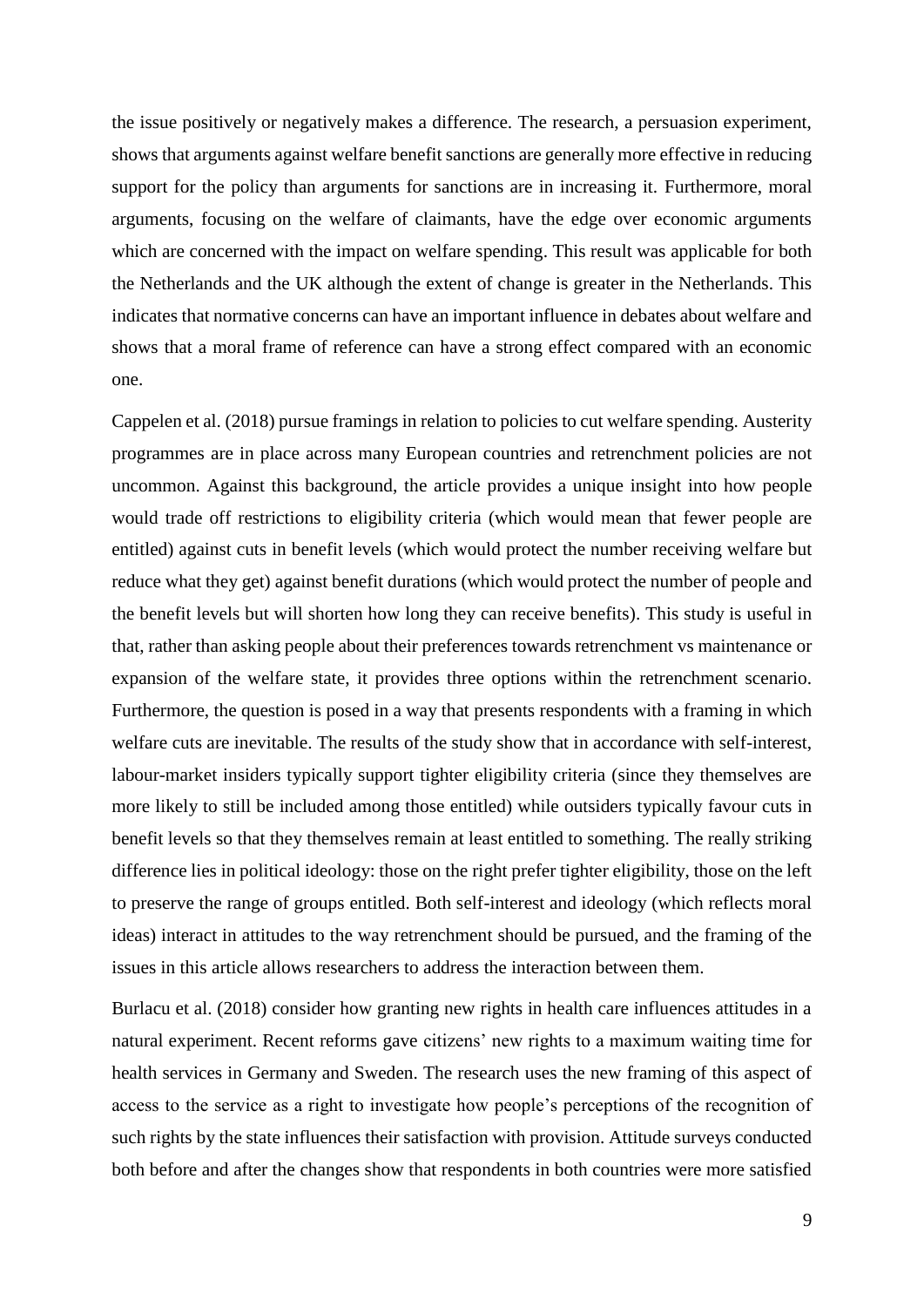the issue positively or negatively makes a difference. The research, a persuasion experiment, shows that arguments against welfare benefit sanctions are generally more effective in reducing support for the policy than arguments for sanctions are in increasing it. Furthermore, moral arguments, focusing on the welfare of claimants, have the edge over economic arguments which are concerned with the impact on welfare spending. This result was applicable for both the Netherlands and the UK although the extent of change is greater in the Netherlands. This indicates that normative concerns can have an important influence in debates about welfare and shows that a moral frame of reference can have a strong effect compared with an economic one.

Cappelen et al. (2018) pursue framings in relation to policies to cut welfare spending. Austerity programmes are in place across many European countries and retrenchment policies are not uncommon. Against this background, the article provides a unique insight into how people would trade off restrictions to eligibility criteria (which would mean that fewer people are entitled) against cuts in benefit levels (which would protect the number receiving welfare but reduce what they get) against benefit durations (which would protect the number of people and the benefit levels but will shorten how long they can receive benefits). This study is useful in that, rather than asking people about their preferences towards retrenchment vs maintenance or expansion of the welfare state, it provides three options within the retrenchment scenario. Furthermore, the question is posed in a way that presents respondents with a framing in which welfare cuts are inevitable. The results of the study show that in accordance with self-interest, labour-market insiders typically support tighter eligibility criteria (since they themselves are more likely to still be included among those entitled) while outsiders typically favour cuts in benefit levels so that they themselves remain at least entitled to something. The really striking difference lies in political ideology: those on the right prefer tighter eligibility, those on the left to preserve the range of groups entitled. Both self-interest and ideology (which reflects moral ideas) interact in attitudes to the way retrenchment should be pursued, and the framing of the issues in this article allows researchers to address the interaction between them.

Burlacu et al. (2018) consider how granting new rights in health care influences attitudes in a natural experiment. Recent reforms gave citizens' new rights to a maximum waiting time for health services in Germany and Sweden. The research uses the new framing of this aspect of access to the service as a right to investigate how people's perceptions of the recognition of such rights by the state influences their satisfaction with provision. Attitude surveys conducted both before and after the changes show that respondents in both countries were more satisfied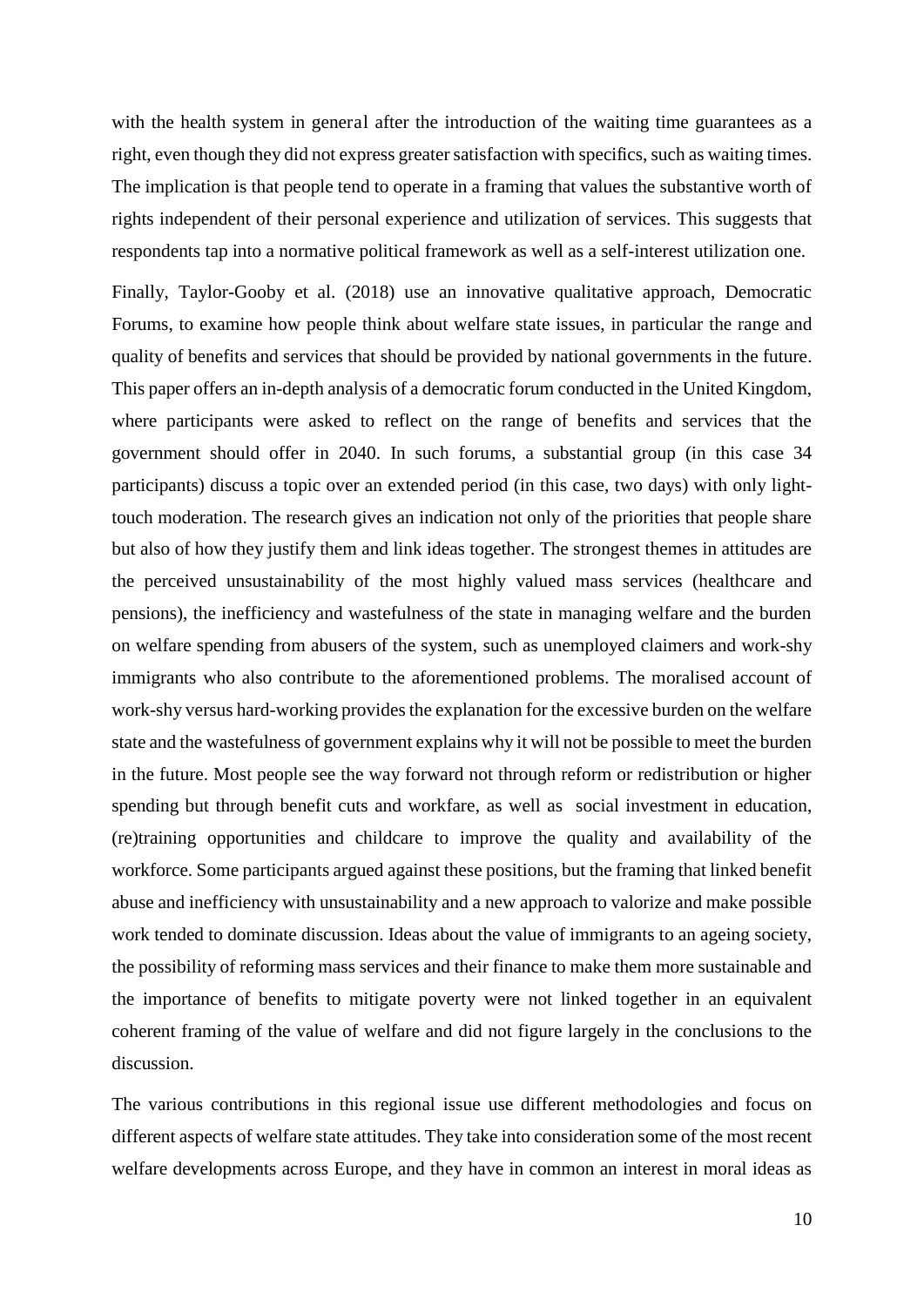with the health system in general after the introduction of the waiting time guarantees as a right, even though they did not express greater satisfaction with specifics, such as waiting times. The implication is that people tend to operate in a framing that values the substantive worth of rights independent of their personal experience and utilization of services. This suggests that respondents tap into a normative political framework as well as a self-interest utilization one.

Finally, Taylor-Gooby et al. (2018) use an innovative qualitative approach, Democratic Forums, to examine how people think about welfare state issues, in particular the range and quality of benefits and services that should be provided by national governments in the future. This paper offers an in-depth analysis of a democratic forum conducted in the United Kingdom, where participants were asked to reflect on the range of benefits and services that the government should offer in 2040. In such forums, a substantial group (in this case 34 participants) discuss a topic over an extended period (in this case, two days) with only light-touch moderation. The research gives an indication not only of the priorities that people share but also of how they justify them and link ideas together. The strongest themes in attitudes are the perceived unsustainability of the most highly valued mass services (healthcare and pensions), the inefficiency and wastefulness of the state in managing welfare and the burden on welfare spending from abusers of the system, such as unemployed claimers and work-shy immigrants who also contribute to the aforementioned problems. The moralised account of work-shy versus hard-working provides the explanation for the excessive burden on the welfare state and the wastefulness of government explains why it will not be possible to meet the burden in the future. Most people see the way forward not through reform or redistribution or higher spending but through benefit cuts and workfare, as well as social investment in education, (re)training opportunities and childcare to improve the quality and availability of the workforce. Some participants argued against these positions, but the framing that linked benefit abuse and inefficiency with unsustainability and a new approach to valorize and make possible work tended to dominate discussion. Ideas about the value of immigrants to an ageing society, the possibility of reforming mass services and their finance to make them more sustainable and the importance of benefits to mitigate poverty were not linked together in an equivalent coherent framing of the value of welfare and did not figure largely in the conclusions to the discussion.

The various contributions in this regional issue use different methodologies and focus on different aspects of welfare state attitudes. They take into consideration some of the most recent welfare developments across Europe, and they have in common an interest in moral ideas as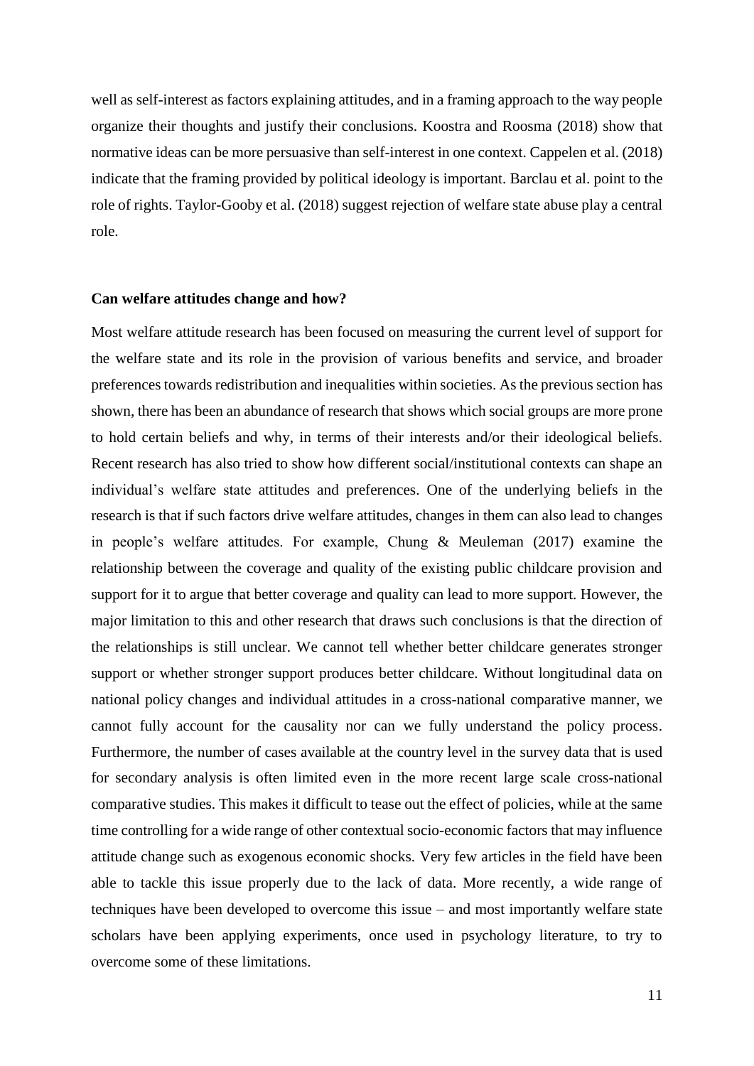well as self-interest as factors explaining attitudes, and in a framing approach to the way people organize their thoughts and justify their conclusions. Koostra and Roosma (2018) show that normative ideas can be more persuasive than self-interest in one context. Cappelen et al. (2018) indicate that the framing provided by political ideology is important. Barclau et al. point to the role of rights. Taylor-Gooby et al. (2018) suggest rejection of welfare state abuse play a central role.

**Can welfare attitudes change and how?**

Most welfare attitude research has been focused on measuring the current level of support for the welfare state and its role in the provision of various benefits and service, and broader preferences towards redistribution and inequalities within societies. As the previous section has shown, there has been an abundance of research that shows which social groups are more prone to hold certain beliefs and why, in terms of their interests and/or their ideological beliefs. Recent research has also tried to show how different social/institutional contexts can shape an individual's welfare state attitudes and preferences. One of the underlying beliefs in the research is that if such factors drive welfare attitudes, changes in them can also lead to changes in people's welfare attitudes. For example, Chung & Meuleman (2017) examine the relationship between the coverage and quality of the existing public childcare provision and support for it to argue that better coverage and quality can lead to more support. However, the major limitation to this and other research that draws such conclusions is that the direction of the relationships is still unclear. We cannot tell whether better childcare generates stronger support or whether stronger support produces better childcare. Without longitudinal data on national policy changes and individual attitudes in a cross-national comparative manner, we cannot fully account for the causality nor can we fully understand the policy process. Furthermore, the number of cases available at the country level in the survey data that is used for secondary analysis is often limited even in the more recent large scale cross-national comparative studies. This makes it difficult to tease out the effect of policies, while at the same time controlling for a wide range of other contextual socio-economic factors that may influence attitude change such as exogenous economic shocks. Very few articles in the field have been able to tackle this issue properly due to the lack of data. More recently, a wide range of techniques have been developed to overcome this issue – and most importantly welfare state scholars have been applying experiments, once used in psychology literature, to try to overcome some of these limitations.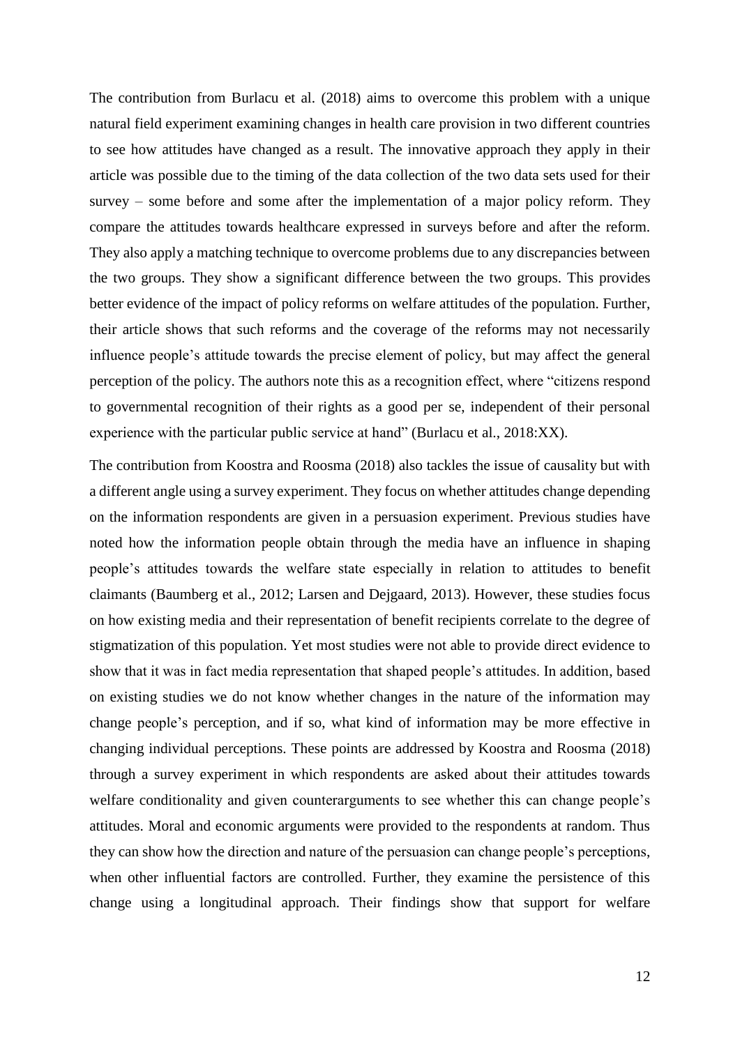The contribution from Burlacu et al. (2018) aims to overcome this problem with a unique natural field experiment examining changes in health care provision in two different countries to see how attitudes have changed as a result. The innovative approach they apply in their article was possible due to the timing of the data collection of the two data sets used for their survey – some before and some after the implementation of a major policy reform. They compare the attitudes towards healthcare expressed in surveys before and after the reform. They also apply a matching technique to overcome problems due to any discrepancies between the two groups. They show a significant difference between the two groups. This provides better evidence of the impact of policy reforms on welfare attitudes of the population. Further, their article shows that such reforms and the coverage of the reforms may not necessarily influence people's attitude towards the precise element of policy, but may affect the general perception of the policy. The authors note this as a recognition effect, where "citizens respond to governmental recognition of their rights as a good per se, independent of their personal experience with the particular public service at hand" (Burlacu et al., 2018:XX).

The contribution from Koostra and Roosma (2018) also tackles the issue of causality but with a different angle using a survey experiment. They focus on whether attitudes change depending on the information respondents are given in a persuasion experiment. Previous studies have noted how the information people obtain through the media have an influence in shaping people's attitudes towards the welfare state especially in relation to attitudes to benefit claimants (Baumberg et al., 2012; Larsen and Dejgaard, 2013). However, these studies focus on how existing media and their representation of benefit recipients correlate to the degree of stigmatization of this population. Yet most studies were not able to provide direct evidence to show that it was in fact media representation that shaped people's attitudes. In addition, based on existing studies we do not know whether changes in the nature of the information may change people's perception, and if so, what kind of information may be more effective in changing individual perceptions. These points are addressed by Koostra and Roosma (2018) through a survey experiment in which respondents are asked about their attitudes towards welfare conditionality and given counterarguments to see whether this can change people's attitudes. Moral and economic arguments were provided to the respondents at random. Thus they can show how the direction and nature of the persuasion can change people's perceptions, when other influential factors are controlled. Further, they examine the persistence of this change using a longitudinal approach. Their findings show that support for welfare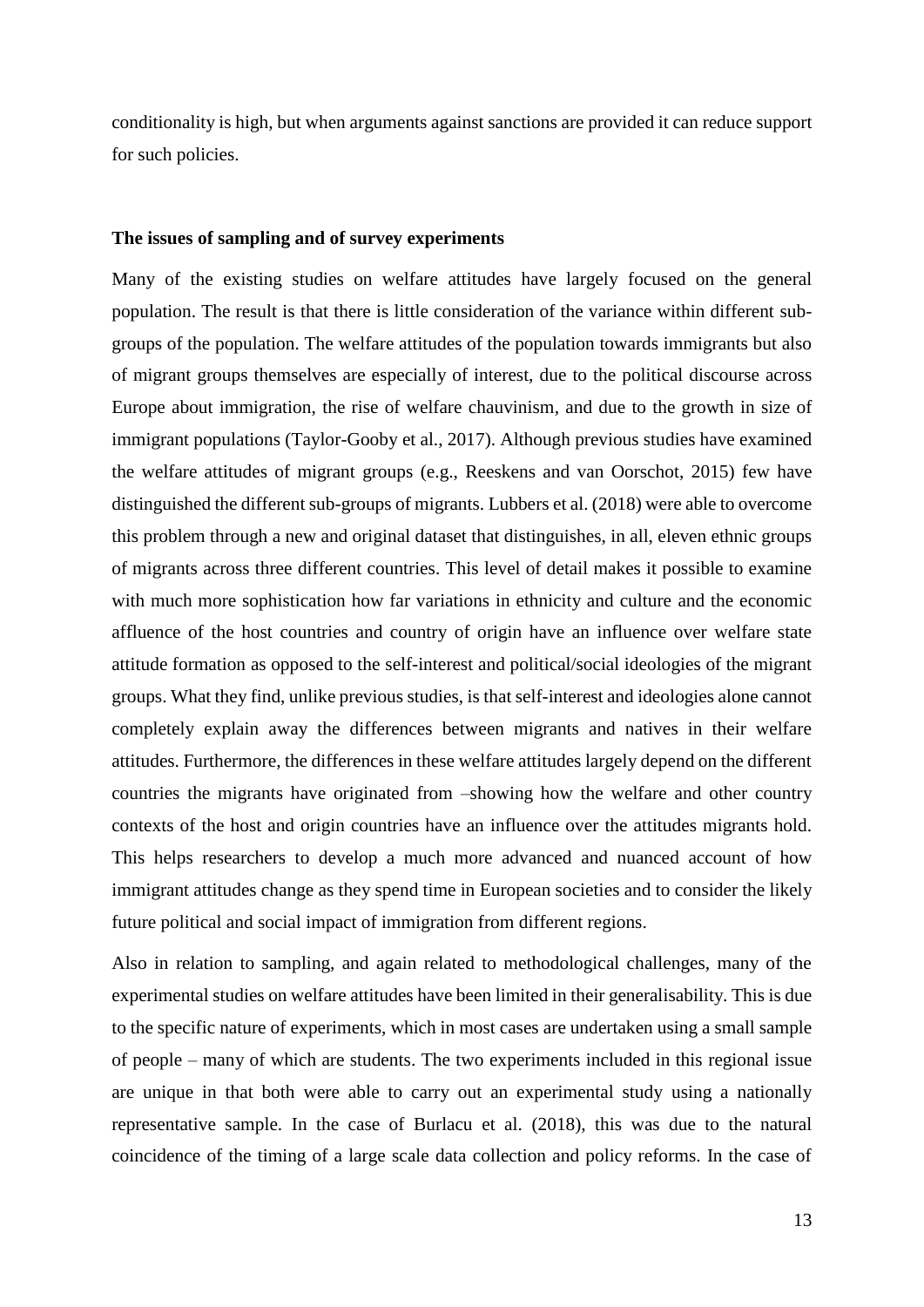conditionality is high, but when arguments against sanctions are provided it can reduce support for such policies.

**The issues of sampling and of survey experiments**

Many of the existing studies on welfare attitudes have largely focused on the general population. The result is that there is little consideration of the variance within different sub-groups of the population. The welfare attitudes of the population towards immigrants but also of migrant groups themselves are especially of interest, due to the political discourse across Europe about immigration, the rise of welfare chauvinism, and due to the growth in size of immigrant populations (Taylor-Gooby et al., 2017). Although previous studies have examined the welfare attitudes of migrant groups (e.g., Reeskens and van Oorschot, 2015) few have distinguished the different sub-groups of migrants. Lubbers et al. (2018) were able to overcome this problem through a new and original dataset that distinguishes, in all, eleven ethnic groups of migrants across three different countries. This level of detail makes it possible to examine with much more sophistication how far variations in ethnicity and culture and the economic affluence of the host countries and country of origin have an influence over welfare state attitude formation as opposed to the self-interest and political/social ideologies of the migrant groups. What they find, unlike previous studies, is that self-interest and ideologies alone cannot completely explain away the differences between migrants and natives in their welfare attitudes. Furthermore, the differences in these welfare attitudes largely depend on the different countries the migrants have originated from –showing how the welfare and other country contexts of the host and origin countries have an influence over the attitudes migrants hold. This helps researchers to develop a much more advanced and nuanced account of how immigrant attitudes change as they spend time in European societies and to consider the likely future political and social impact of immigration from different regions.

Also in relation to sampling, and again related to methodological challenges, many of the experimental studies on welfare attitudes have been limited in their generalisability. This is due to the specific nature of experiments, which in most cases are undertaken using a small sample of people – many of which are students. The two experiments included in this regional issue are unique in that both were able to carry out an experimental study using a nationally representative sample. In the case of Burlacu et al. (2018), this was due to the natural coincidence of the timing of a large scale data collection and policy reforms. In the case of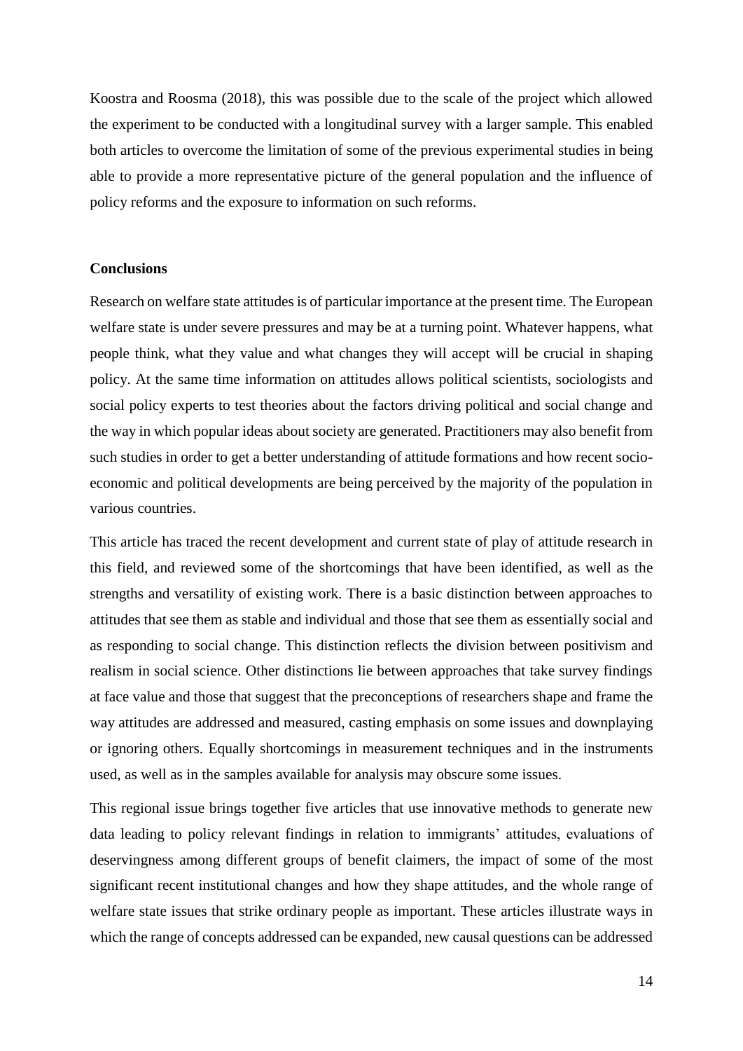Koostra and Roosma (2018), this was possible due to the scale of the project which allowed the experiment to be conducted with a longitudinal survey with a larger sample. This enabled both articles to overcome the limitation of some of the previous experimental studies in being able to provide a more representative picture of the general population and the influence of policy reforms and the exposure to information on such reforms.

## Conclusions

Research on welfare state attitudes is of particular importance at the present time. The European welfare state is under severe pressures and may be at a turning point. Whatever happens, what people think, what they value and what changes they will accept will be crucial in shaping policy. At the same time information on attitudes allows political scientists, sociologists and social policy experts to test theories about the factors driving political and social change and the way in which popular ideas about society are generated. Practitioners may also benefit from such studies in order to get a better understanding of attitude formations and how recent socio-economic and political developments are being perceived by the majority of the population in various countries.

This article has traced the recent development and current state of play of attitude research in this field, and reviewed some of the shortcomings that have been identified, as well as the strengths and versatility of existing work. There is a basic distinction between approaches to attitudes that see them as stable and individual and those that see them as essentially social and as responding to social change. This distinction reflects the division between positivism and realism in social science. Other distinctions lie between approaches that take survey findings at face value and those that suggest that the preconceptions of researchers shape and frame the way attitudes are addressed and measured, casting emphasis on some issues and downplaying or ignoring others. Equally shortcomings in measurement techniques and in the instruments used, as well as in the samples available for analysis may obscure some issues.

This regional issue brings together five articles that use innovative methods to generate new data leading to policy relevant findings in relation to immigrants' attitudes, evaluations of deservingness among different groups of benefit claimers, the impact of some of the most significant recent institutional changes and how they shape attitudes, and the whole range of welfare state issues that strike ordinary people as important. These articles illustrate ways in which the range of concepts addressed can be expanded, new causal questions can be addressed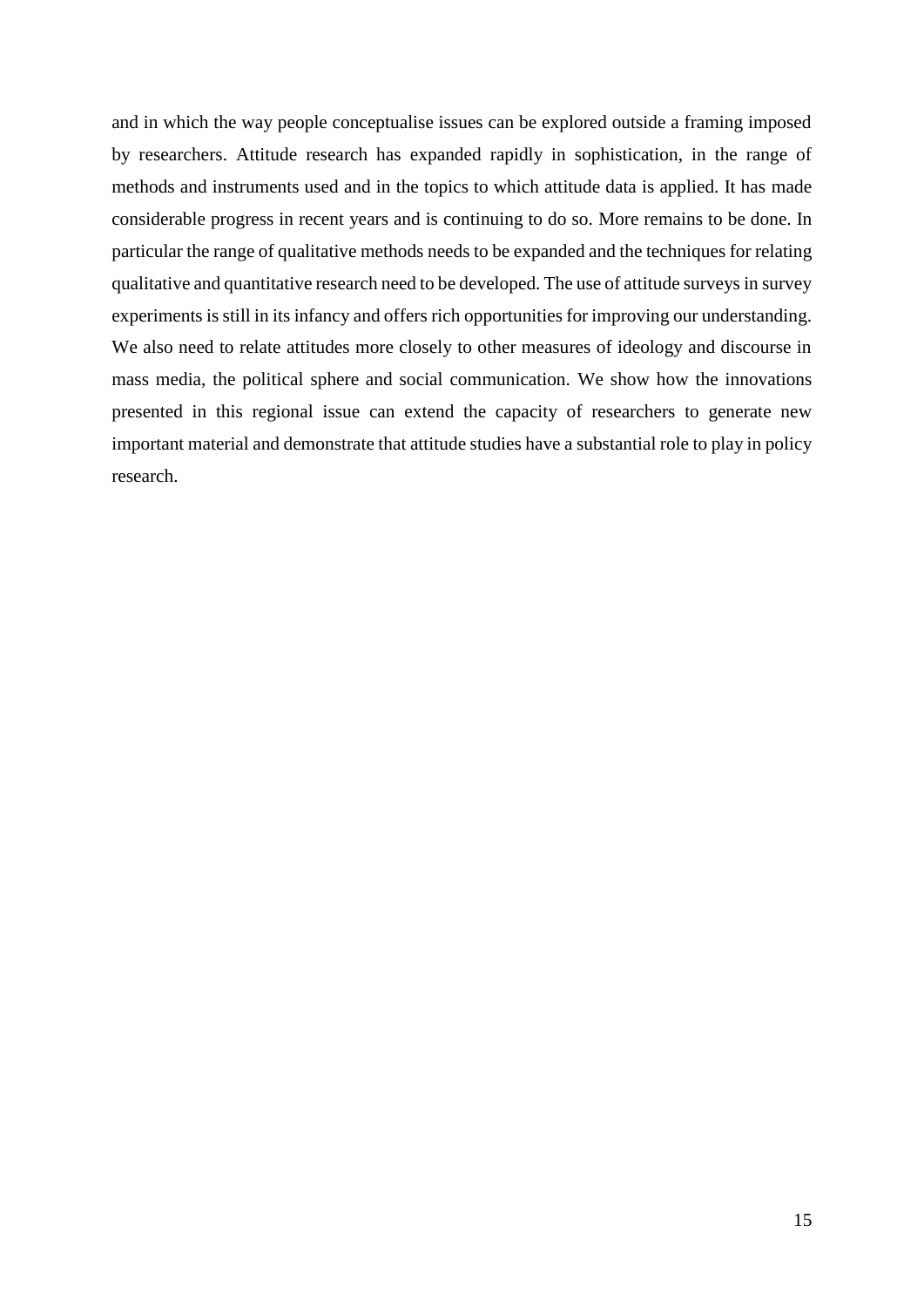and in which the way people conceptualise issues can be explored outside a framing imposed by researchers. Attitude research has expanded rapidly in sophistication, in the range of methods and instruments used and in the topics to which attitude data is applied. It has made considerable progress in recent years and is continuing to do so. More remains to be done. In particular the range of qualitative methods needs to be expanded and the techniques for relating qualitative and quantitative research need to be developed. The use of attitude surveys in survey experiments is still in its infancy and offers rich opportunities for improving our understanding. We also need to relate attitudes more closely to other measures of ideology and discourse in mass media, the political sphere and social communication. We show how the innovations presented in this regional issue can extend the capacity of researchers to generate new important material and demonstrate that attitude studies have a substantial role to play in policy research.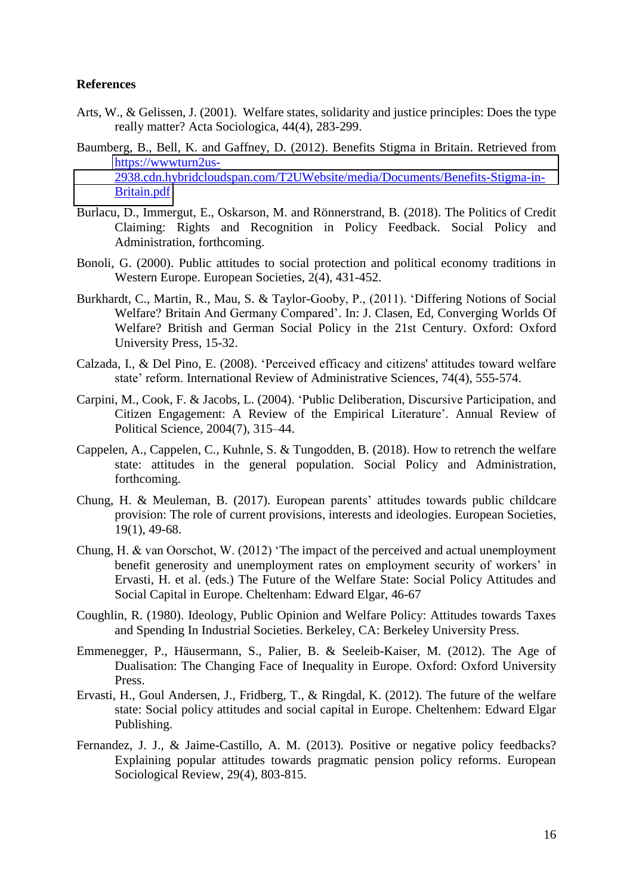**References**

Arts, W., & Gelissen, J. (2001). Welfare states, solidarity and justice principles: Does the type really matter? Acta Sociologica, 44(4), 283-299.

Baumberg, B., Bell, K. and Gaffney, D. (2012). Benefits Stigma in Britain. Retrieved from https://wwwturn2us-2938.cdn.hybridcloudspan.com/T2UWebsite/media/Documents/Benefits-Stigma-in-Britain.pdf

Burlacu, D., Immergut, E., Oskarson, M. and Rönnerstrand, B. (2018). The Politics of Credit Claiming: Rights and Recognition in Policy Feedback. Social Policy and Administration, forthcoming.

Bonoli, G. (2000). Public attitudes to social protection and political economy traditions in Western Europe. European Societies, 2(4), 431-452.

Burkhardt, C., Martin, R., Mau, S. & Taylor-Gooby, P., (2011). 'Differing Notions of Social Welfare? Britain And Germany Compared'. In: J. Clasen, Ed, Converging Worlds Of Welfare? British and German Social Policy in the 21st Century. Oxford: Oxford University Press, 15-32.

Calzada, I., & Del Pino, E. (2008). 'Perceived efficacy and citizens' attitudes toward welfare state' reform. International Review of Administrative Sciences, 74(4), 555-574.

Carpini, M., Cook, F. & Jacobs, L. (2004). 'Public Deliberation, Discursive Participation, and Citizen Engagement: A Review of the Empirical Literature'. Annual Review of Political Science, 2004(7), 315–44.

Cappelen, A., Cappelen, C., Kuhnle, S. & Tungodden, B. (2018). How to retrench the welfare state: attitudes in the general population. Social Policy and Administration, forthcoming.

Chung, H. & Meuleman, B. (2017). European parents' attitudes towards public childcare provision: The role of current provisions, interests and ideologies. European Societies, 19(1), 49-68.

Chung, H. & van Oorschot, W. (2012) 'The impact of the perceived and actual unemployment benefit generosity and unemployment rates on employment security of workers' in Ervasti, H. et al. (eds.) The Future of the Welfare State: Social Policy Attitudes and Social Capital in Europe. Cheltenham: Edward Elgar, 46-67

Coughlin, R. (1980). Ideology, Public Opinion and Welfare Policy: Attitudes towards Taxes and Spending In Industrial Societies. Berkeley, CA: Berkeley University Press.

Emmenegger, P., Häusermann, S., Palier, B. & Seeleib-Kaiser, M. (2012). The Age of Dualisation: The Changing Face of Inequality in Europe. Oxford: Oxford University Press.

Ervasti, H., Goul Andersen, J., Fridberg, T., & Ringdal, K. (2012). The future of the welfare state: Social policy attitudes and social capital in Europe. Cheltenhem: Edward Elgar Publishing.

Fernandez, J. J., & Jaime-Castillo, A. M. (2013). Positive or negative policy feedbacks? Explaining popular attitudes towards pragmatic pension policy reforms. European Sociological Review, 29(4), 803-815.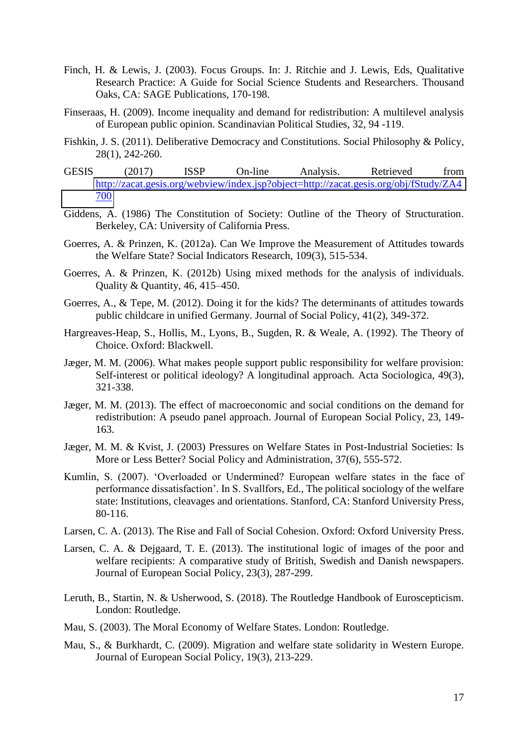Finch, H. & Lewis, J. (2003). Focus Groups. In: J. Ritchie and J. Lewis, Eds, Qualitative Research Practice: A Guide for Social Science Students and Researchers. Thousand Oaks, CA: SAGE Publications, 170-198.

Finseraas, H. (2009). Income inequality and demand for redistribution: A multilevel analysis of European public opinion. Scandinavian Political Studies, 32, 94 -119.

Fishkin, J. S. (2011). Deliberative Democracy and Constitutions. Social Philosophy & Policy, 28(1), 242-260.

GESIS (2017) ISSP On-line Analysis. Retrieved from http://zacat.gesis.org/webview/index.jsp?object=http://zacat.gesis.org/obj/fStudy/ZA4700

Giddens, A. (1986) The Constitution of Society: Outline of the Theory of Structuration. Berkeley, CA: University of California Press.

Goerres, A. & Prinzen, K. (2012a). Can We Improve the Measurement of Attitudes towards the Welfare State? Social Indicators Research, 109(3), 515-534.

Goerres, A. & Prinzen, K. (2012b) Using mixed methods for the analysis of individuals. Quality & Quantity, 46, 415–450.

Goerres, A., & Tepe, M. (2012). Doing it for the kids? The determinants of attitudes towards public childcare in unified Germany. Journal of Social Policy, 41(2), 349-372.

Hargreaves-Heap, S., Hollis, M., Lyons, B., Sugden, R. & Weale, A. (1992). The Theory of Choice. Oxford: Blackwell.

Jæger, M. M. (2006). What makes people support public responsibility for welfare provision: Self-interest or political ideology? A longitudinal approach. Acta Sociologica, 49(3), 321-338.

Jæger, M. M. (2013). The effect of macroeconomic and social conditions on the demand for redistribution: A pseudo panel approach. Journal of European Social Policy, 23, 149-163.

Jæger, M. M. & Kvist, J. (2003) Pressures on Welfare States in Post-Industrial Societies: Is More or Less Better? Social Policy and Administration, 37(6), 555-572.

Kumlin, S. (2007). 'Overloaded or Undermined? European welfare states in the face of performance dissatisfaction'. In S. Svallfors, Ed., The political sociology of the welfare state: Institutions, cleavages and orientations. Stanford, CA: Stanford University Press, 80-116.

Larsen, C. A. (2013). The Rise and Fall of Social Cohesion. Oxford: Oxford University Press.

Larsen, C. A. & Dejgaard, T. E. (2013). The institutional logic of images of the poor and welfare recipients: A comparative study of British, Swedish and Danish newspapers. Journal of European Social Policy, 23(3), 287-299.

Leruth, B., Startin, N. & Usherwood, S. (2018). The Routledge Handbook of Euroscepticism. London: Routledge.

Mau, S. (2003). The Moral Economy of Welfare States. London: Routledge.

Mau, S., & Burkhardt, C. (2009). Migration and welfare state solidarity in Western Europe. Journal of European Social Policy, 19(3), 213-229.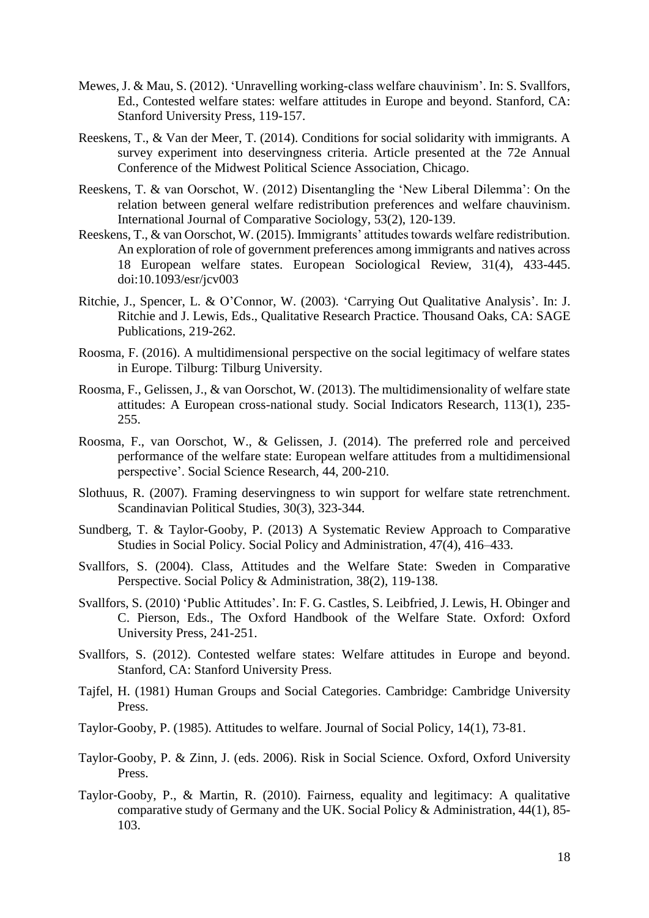Mewes, J. & Mau, S. (2012). 'Unravelling working-class welfare chauvinism'. In: S. Svallfors, Ed., Contested welfare states: welfare attitudes in Europe and beyond. Stanford, CA: Stanford University Press, 119-157.

Reeskens, T., & Van der Meer, T. (2014). Conditions for social solidarity with immigrants. A survey experiment into deservingness criteria. Article presented at the 72e Annual Conference of the Midwest Political Science Association, Chicago.

Reeskens, T. & van Oorschot, W. (2012) Disentangling the 'New Liberal Dilemma': On the relation between general welfare redistribution preferences and welfare chauvinism. International Journal of Comparative Sociology, 53(2), 120-139.

Reeskens, T., & van Oorschot, W. (2015). Immigrants' attitudes towards welfare redistribution. An exploration of role of government preferences among immigrants and natives across 18 European welfare states. European Sociological Review, 31(4), 433-445. doi:10.1093/esr/jcv003

Ritchie, J., Spencer, L. & O'Connor, W. (2003). 'Carrying Out Qualitative Analysis'. In: J. Ritchie and J. Lewis, Eds., Qualitative Research Practice. Thousand Oaks, CA: SAGE Publications, 219-262.

Roosma, F. (2016). A multidimensional perspective on the social legitimacy of welfare states in Europe. Tilburg: Tilburg University.

Roosma, F., Gelissen, J., & van Oorschot, W. (2013). The multidimensionality of welfare state attitudes: A European cross-national study. Social Indicators Research, 113(1), 235-255.

Roosma, F., van Oorschot, W., & Gelissen, J. (2014). The preferred role and perceived performance of the welfare state: European welfare attitudes from a multidimensional perspective'. Social Science Research, 44, 200-210.

Slothuus, R. (2007). Framing deservingness to win support for welfare state retrenchment. Scandinavian Political Studies, 30(3), 323-344.

Sundberg, T. & Taylor-Gooby, P. (2013) A Systematic Review Approach to Comparative Studies in Social Policy. Social Policy and Administration, 47(4), 416–433.

Svallfors, S. (2004). Class, Attitudes and the Welfare State: Sweden in Comparative Perspective. Social Policy & Administration, 38(2), 119-138.

Svallfors, S. (2010) 'Public Attitudes'. In: F. G. Castles, S. Leibfried, J. Lewis, H. Obinger and C. Pierson, Eds., The Oxford Handbook of the Welfare State. Oxford: Oxford University Press, 241-251.

Svallfors, S. (2012). Contested welfare states: Welfare attitudes in Europe and beyond. Stanford, CA: Stanford University Press.

Tajfel, H. (1981) Human Groups and Social Categories. Cambridge: Cambridge University Press.

Taylor-Gooby, P. (1985). Attitudes to welfare. Journal of Social Policy, 14(1), 73-81.

Taylor-Gooby, P. & Zinn, J. (eds. 2006). Risk in Social Science. Oxford, Oxford University Press.

Taylor-Gooby, P., & Martin, R. (2010). Fairness, equality and legitimacy: A qualitative comparative study of Germany and the UK. Social Policy & Administration, 44(1), 85-103.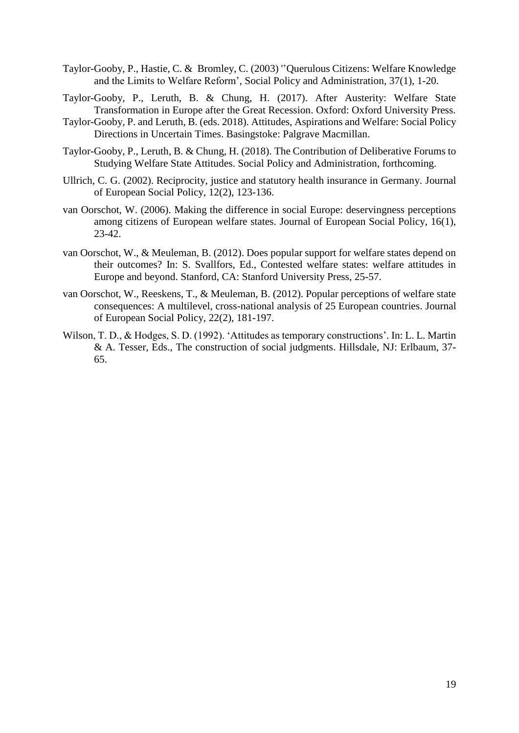Taylor-Gooby, P., Hastie, C. & Bromley, C. (2003) ''Querulous Citizens: Welfare Knowledge and the Limits to Welfare Reform', Social Policy and Administration, 37(1), 1-20.

Taylor-Gooby, P., Leruth, B. & Chung, H. (2017). After Austerity: Welfare State Transformation in Europe after the Great Recession. Oxford: Oxford University Press.

Taylor-Gooby, P. and Leruth, B. (eds. 2018). Attitudes, Aspirations and Welfare: Social Policy Directions in Uncertain Times. Basingstoke: Palgrave Macmillan.

Taylor-Gooby, P., Leruth, B. & Chung, H. (2018). The Contribution of Deliberative Forums to Studying Welfare State Attitudes. Social Policy and Administration, forthcoming.

Ullrich, C. G. (2002). Reciprocity, justice and statutory health insurance in Germany. Journal of European Social Policy, 12(2), 123-136.

van Oorschot, W. (2006). Making the difference in social Europe: deservingness perceptions among citizens of European welfare states. Journal of European Social Policy, 16(1), 23-42.

van Oorschot, W., & Meuleman, B. (2012). Does popular support for welfare states depend on their outcomes? In: S. Svallfors, Ed., Contested welfare states: welfare attitudes in Europe and beyond. Stanford, CA: Stanford University Press, 25-57.

van Oorschot, W., Reeskens, T., & Meuleman, B. (2012). Popular perceptions of welfare state consequences: A multilevel, cross-national analysis of 25 European countries. Journal of European Social Policy, 22(2), 181-197.

Wilson, T. D., & Hodges, S. D. (1992). 'Attitudes as temporary constructions'. In: L. L. Martin & A. Tesser, Eds., The construction of social judgments. Hillsdale, NJ: Erlbaum, 37-65.